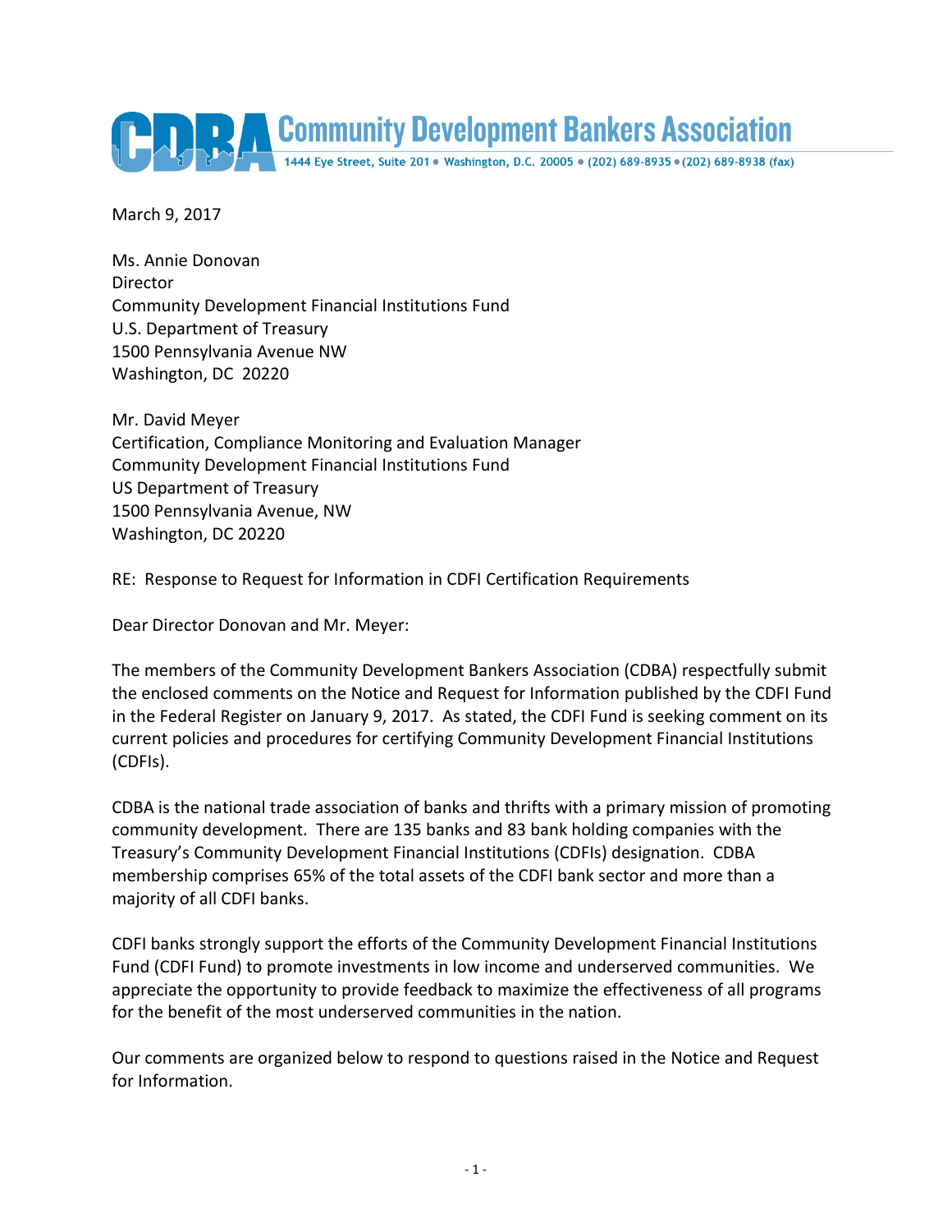# Community Development Bankers Association

1444 Eye Street, Suite 201 • Washington, D.C. 20005 • (202) 689-8935 • (202) 689-8938 (fax)

March 9, 2017

Ms. Annie Donovan
Director
Community Development Financial Institutions Fund
U.S. Department of Treasury
1500 Pennsylvania Avenue NW
Washington, DC 20220

Mr. David Meyer
Certification, Compliance Monitoring and Evaluation Manager
Community Development Financial Institutions Fund
US Department of Treasury
1500 Pennsylvania Avenue, NW
Washington, DC 20220

RE: Response to Request for Information in CDFI Certification Requirements

Dear Director Donovan and Mr. Meyer:

The members of the Community Development Bankers Association (CDBA) respectfully submit the enclosed comments on the Notice and Request for Information published by the CDFI Fund in the Federal Register on January 9, 2017. As stated, the CDFI Fund is seeking comment on its current policies and procedures for certifying Community Development Financial Institutions (CDFIs).

CDBA is the national trade association of banks and thrifts with a primary mission of promoting community development. There are 135 banks and 83 bank holding companies with the Treasury's Community Development Financial Institutions (CDFIs) designation. CDBA membership comprises 65% of the total assets of the CDFI bank sector and more than a majority of all CDFI banks.

CDFI banks strongly support the efforts of the Community Development Financial Institutions Fund (CDFI Fund) to promote investments in low income and underserved communities. We appreciate the opportunity to provide feedback to maximize the effectiveness of all programs for the benefit of the most underserved communities in the nation.

Our comments are organized below to respond to questions raised in the Notice and Request for Information.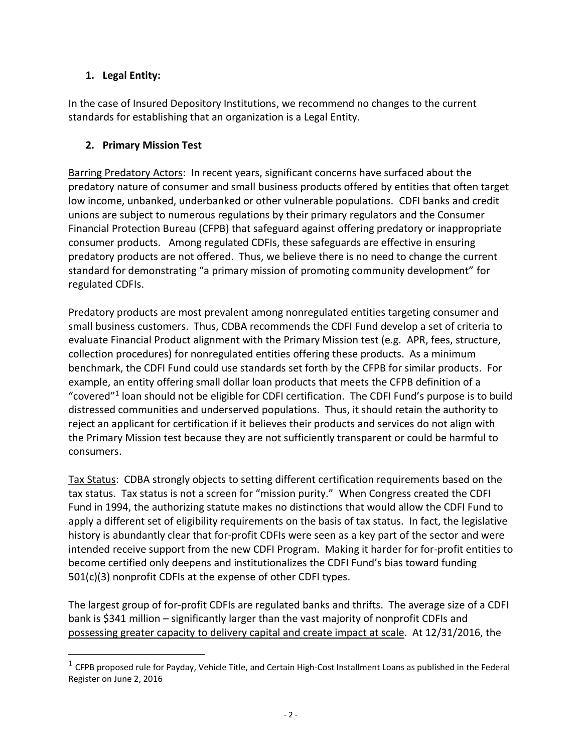## 1. Legal Entity:

In the case of Insured Depository Institutions, we recommend no changes to the current standards for establishing that an organization is a Legal Entity.

## 2. Primary Mission Test

Barring Predatory Actors: In recent years, significant concerns have surfaced about the predatory nature of consumer and small business products offered by entities that often target low income, unbanked, underbanked or other vulnerable populations. CDFI banks and credit unions are subject to numerous regulations by their primary regulators and the Consumer Financial Protection Bureau (CFPB) that safeguard against offering predatory or inappropriate consumer products. Among regulated CDFIs, these safeguards are effective in ensuring predatory products are not offered. Thus, we believe there is no need to change the current standard for demonstrating "a primary mission of promoting community development" for regulated CDFIs.

Predatory products are most prevalent among nonregulated entities targeting consumer and small business customers. Thus, CDBA recommends the CDFI Fund develop a set of criteria to evaluate Financial Product alignment with the Primary Mission test (e.g. APR, fees, structure, collection procedures) for nonregulated entities offering these products. As a minimum benchmark, the CDFI Fund could use standards set forth by the CFPB for similar products. For example, an entity offering small dollar loan products that meets the CFPB definition of a "covered"[1] loan should not be eligible for CDFI certification. The CDFI Fund's purpose is to build distressed communities and underserved populations. Thus, it should retain the authority to reject an applicant for certification if it believes their products and services do not align with the Primary Mission test because they are not sufficiently transparent or could be harmful to consumers.

Tax Status: CDBA strongly objects to setting different certification requirements based on the tax status. Tax status is not a screen for "mission purity." When Congress created the CDFI Fund in 1994, the authorizing statute makes no distinctions that would allow the CDFI Fund to apply a different set of eligibility requirements on the basis of tax status. In fact, the legislative history is abundantly clear that for-profit CDFIs were seen as a key part of the sector and were intended receive support from the new CDFI Program. Making it harder for for-profit entities to become certified only deepens and institutionalizes the CDFI Fund's bias toward funding 501(c)(3) nonprofit CDFIs at the expense of other CDFI types.

The largest group of for-profit CDFIs are regulated banks and thrifts. The average size of a CDFI bank is $341 million – significantly larger than the vast majority of nonprofit CDFIs and possessing greater capacity to delivery capital and create impact at scale. At 12/31/2016, the

[1] CFPB proposed rule for Payday, Vehicle Title, and Certain High-Cost Installment Loans as published in the Federal Register on June 2, 2016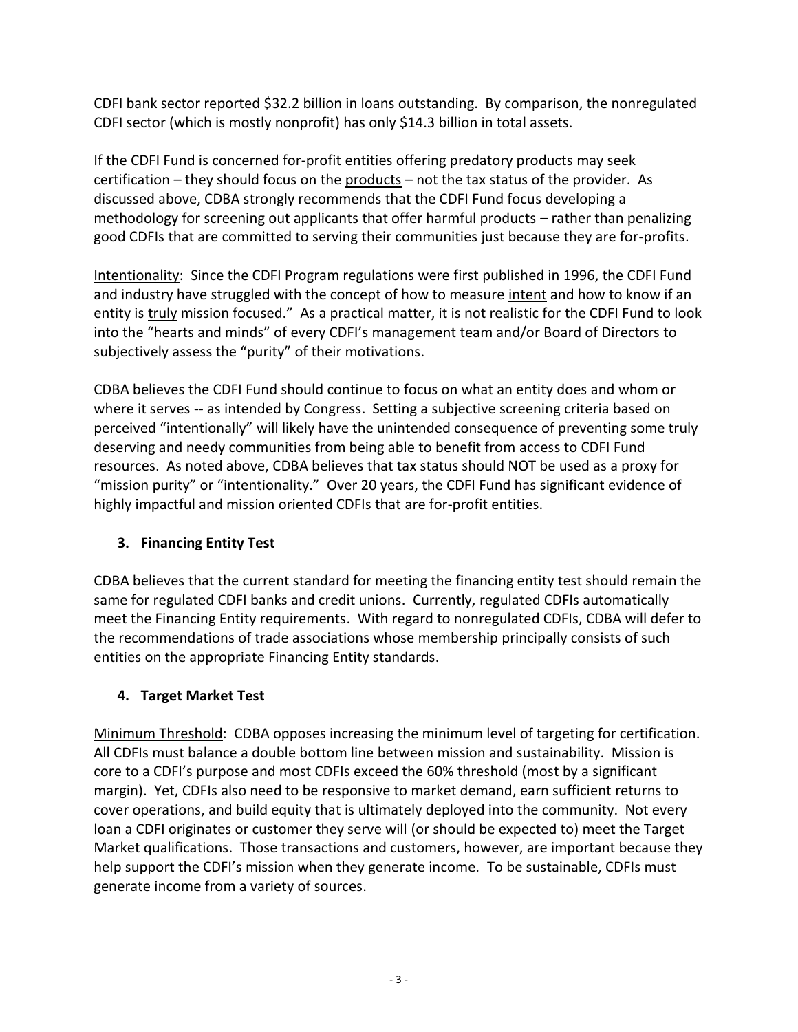CDFI bank sector reported \$32.2 billion in loans outstanding. By comparison, the nonregulated CDFI sector (which is mostly nonprofit) has only \$14.3 billion in total assets.

If the CDFI Fund is concerned for-profit entities offering predatory products may seek certification – they should focus on the <u>products</u> – not the tax status of the provider. As discussed above, CDBA strongly recommends that the CDFI Fund focus developing a methodology for screening out applicants that offer harmful products – rather than penalizing good CDFIs that are committed to serving their communities just because they are for-profits.

<u>Intentionality</u>: Since the CDFI Program regulations were first published in 1996, the CDFI Fund and industry have struggled with the concept of how to measure <u>intent</u> and how to know if an entity is <u>truly</u> mission focused." As a practical matter, it is not realistic for the CDFI Fund to look into the "hearts and minds" of every CDFI's management team and/or Board of Directors to subjectively assess the "purity" of their motivations.

CDBA believes the CDFI Fund should continue to focus on what an entity does and whom or where it serves -- as intended by Congress. Setting a subjective screening criteria based on perceived "intentionally" will likely have the unintended consequence of preventing some truly deserving and needy communities from being able to benefit from access to CDFI Fund resources. As noted above, CDBA believes that tax status should NOT be used as a proxy for "mission purity" or "intentionality." Over 20 years, the CDFI Fund has significant evidence of highly impactful and mission oriented CDFIs that are for-profit entities.

### 3. Financing Entity Test

CDBA believes that the current standard for meeting the financing entity test should remain the same for regulated CDFI banks and credit unions. Currently, regulated CDFIs automatically meet the Financing Entity requirements. With regard to nonregulated CDFIs, CDBA will defer to the recommendations of trade associations whose membership principally consists of such entities on the appropriate Financing Entity standards.

### 4. Target Market Test

<u>Minimum Threshold</u>: CDBA opposes increasing the minimum level of targeting for certification. All CDFIs must balance a double bottom line between mission and sustainability. Mission is core to a CDFI's purpose and most CDFIs exceed the 60% threshold (most by a significant margin). Yet, CDFIs also need to be responsive to market demand, earn sufficient returns to cover operations, and build equity that is ultimately deployed into the community. Not every loan a CDFI originates or customer they serve will (or should be expected to) meet the Target Market qualifications. Those transactions and customers, however, are important because they help support the CDFI's mission when they generate income. To be sustainable, CDFIs must generate income from a variety of sources.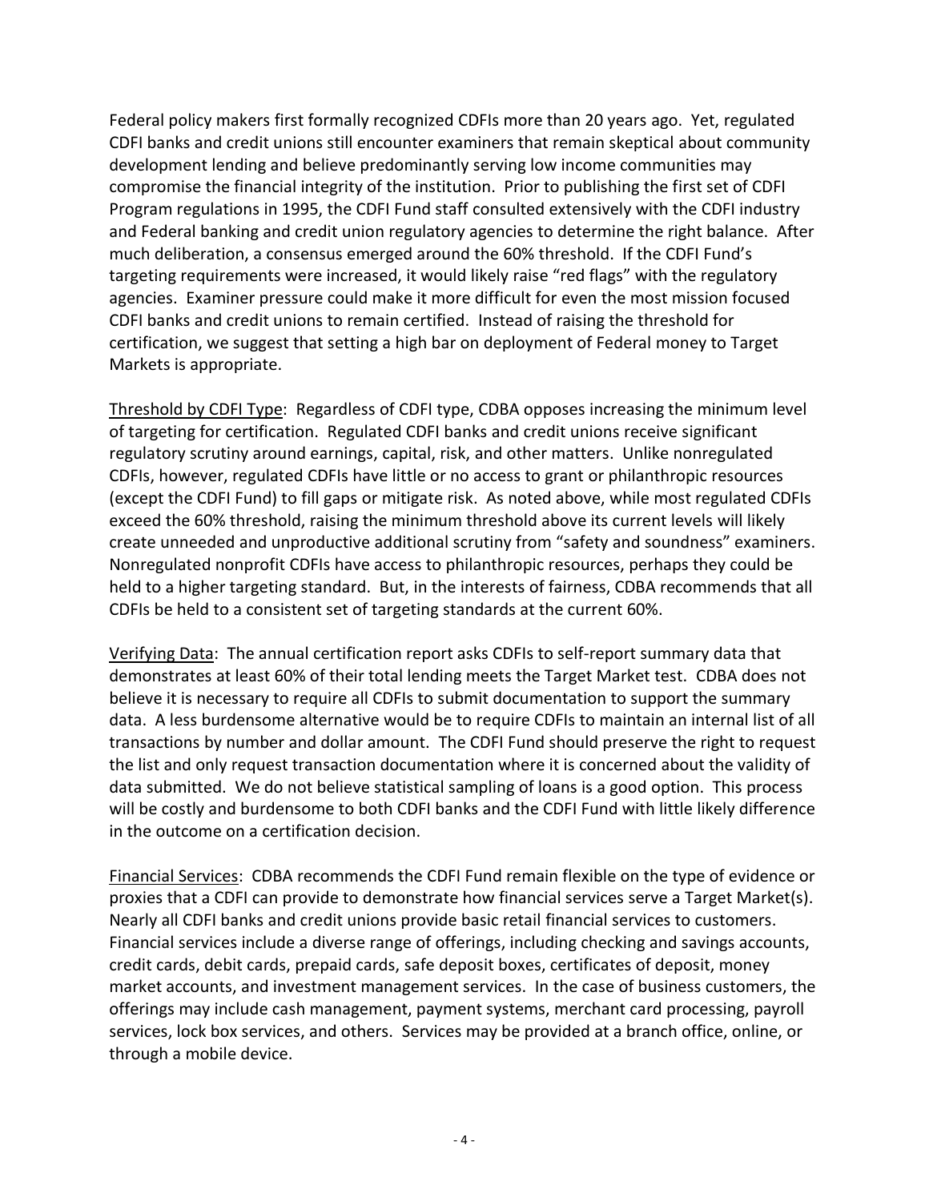Federal policy makers first formally recognized CDFIs more than 20 years ago. Yet, regulated CDFI banks and credit unions still encounter examiners that remain skeptical about community development lending and believe predominantly serving low income communities may compromise the financial integrity of the institution. Prior to publishing the first set of CDFI Program regulations in 1995, the CDFI Fund staff consulted extensively with the CDFI industry and Federal banking and credit union regulatory agencies to determine the right balance. After much deliberation, a consensus emerged around the 60% threshold. If the CDFI Fund's targeting requirements were increased, it would likely raise "red flags" with the regulatory agencies. Examiner pressure could make it more difficult for even the most mission focused CDFI banks and credit unions to remain certified. Instead of raising the threshold for certification, we suggest that setting a high bar on deployment of Federal money to Target Markets is appropriate.

<u>Threshold by CDFI Type</u>: Regardless of CDFI type, CDBA opposes increasing the minimum level of targeting for certification. Regulated CDFI banks and credit unions receive significant regulatory scrutiny around earnings, capital, risk, and other matters. Unlike nonregulated CDFIs, however, regulated CDFIs have little or no access to grant or philanthropic resources (except the CDFI Fund) to fill gaps or mitigate risk. As noted above, while most regulated CDFIs exceed the 60% threshold, raising the minimum threshold above its current levels will likely create unneeded and unproductive additional scrutiny from "safety and soundness" examiners. Nonregulated nonprofit CDFIs have access to philanthropic resources, perhaps they could be held to a higher targeting standard. But, in the interests of fairness, CDBA recommends that all CDFIs be held to a consistent set of targeting standards at the current 60%.

<u>Verifying Data</u>: The annual certification report asks CDFIs to self-report summary data that demonstrates at least 60% of their total lending meets the Target Market test. CDBA does not believe it is necessary to require all CDFIs to submit documentation to support the summary data. A less burdensome alternative would be to require CDFIs to maintain an internal list of all transactions by number and dollar amount. The CDFI Fund should preserve the right to request the list and only request transaction documentation where it is concerned about the validity of data submitted. We do not believe statistical sampling of loans is a good option. This process will be costly and burdensome to both CDFI banks and the CDFI Fund with little likely difference in the outcome on a certification decision.

<u>Financial Services</u>: CDBA recommends the CDFI Fund remain flexible on the type of evidence or proxies that a CDFI can provide to demonstrate how financial services serve a Target Market(s). Nearly all CDFI banks and credit unions provide basic retail financial services to customers. Financial services include a diverse range of offerings, including checking and savings accounts, credit cards, debit cards, prepaid cards, safe deposit boxes, certificates of deposit, money market accounts, and investment management services. In the case of business customers, the offerings may include cash management, payment systems, merchant card processing, payroll services, lock box services, and others. Services may be provided at a branch office, online, or through a mobile device.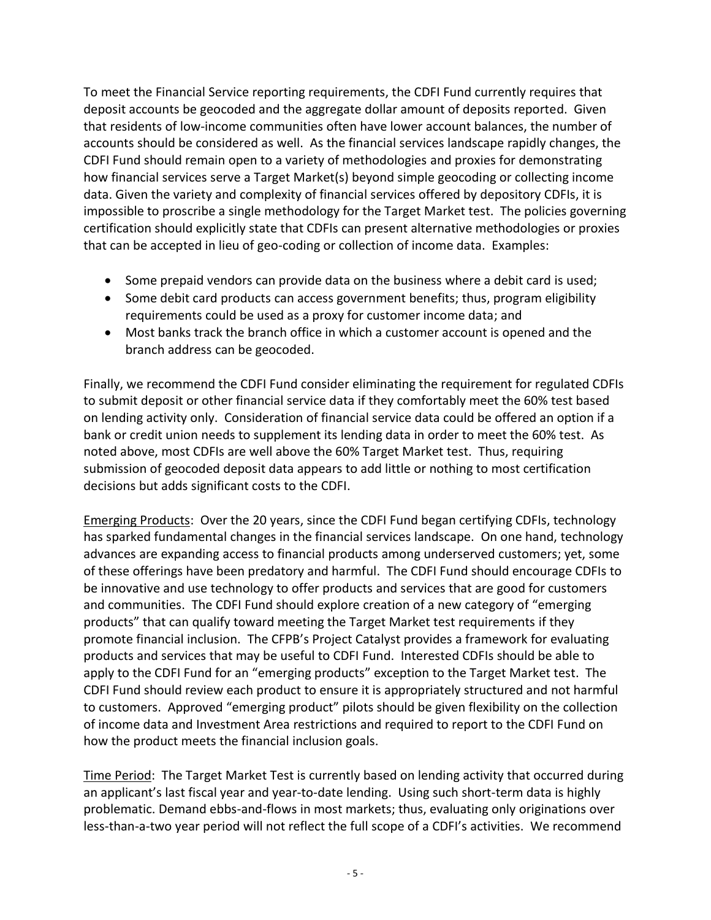To meet the Financial Service reporting requirements, the CDFI Fund currently requires that deposit accounts be geocoded and the aggregate dollar amount of deposits reported. Given that residents of low-income communities often have lower account balances, the number of accounts should be considered as well. As the financial services landscape rapidly changes, the CDFI Fund should remain open to a variety of methodologies and proxies for demonstrating how financial services serve a Target Market(s) beyond simple geocoding or collecting income data. Given the variety and complexity of financial services offered by depository CDFIs, it is impossible to proscribe a single methodology for the Target Market test. The policies governing certification should explicitly state that CDFIs can present alternative methodologies or proxies that can be accepted in lieu of geo-coding or collection of income data. Examples:

- Some prepaid vendors can provide data on the business where a debit card is used;
- Some debit card products can access government benefits; thus, program eligibility requirements could be used as a proxy for customer income data; and
- Most banks track the branch office in which a customer account is opened and the branch address can be geocoded.

Finally, we recommend the CDFI Fund consider eliminating the requirement for regulated CDFIs to submit deposit or other financial service data if they comfortably meet the 60% test based on lending activity only. Consideration of financial service data could be offered an option if a bank or credit union needs to supplement its lending data in order to meet the 60% test. As noted above, most CDFIs are well above the 60% Target Market test. Thus, requiring submission of geocoded deposit data appears to add little or nothing to most certification decisions but adds significant costs to the CDFI.

<u>Emerging Products</u>: Over the 20 years, since the CDFI Fund began certifying CDFIs, technology has sparked fundamental changes in the financial services landscape. On one hand, technology advances are expanding access to financial products among underserved customers; yet, some of these offerings have been predatory and harmful. The CDFI Fund should encourage CDFIs to be innovative and use technology to offer products and services that are good for customers and communities. The CDFI Fund should explore creation of a new category of "emerging products" that can qualify toward meeting the Target Market test requirements if they promote financial inclusion. The CFPB's Project Catalyst provides a framework for evaluating products and services that may be useful to CDFI Fund. Interested CDFIs should be able to apply to the CDFI Fund for an "emerging products" exception to the Target Market test. The CDFI Fund should review each product to ensure it is appropriately structured and not harmful to customers. Approved "emerging product" pilots should be given flexibility on the collection of income data and Investment Area restrictions and required to report to the CDFI Fund on how the product meets the financial inclusion goals.

<u>Time Period</u>: The Target Market Test is currently based on lending activity that occurred during an applicant's last fiscal year and year-to-date lending. Using such short-term data is highly problematic. Demand ebbs-and-flows in most markets; thus, evaluating only originations over less-than-a-two year period will not reflect the full scope of a CDFI's activities. We recommend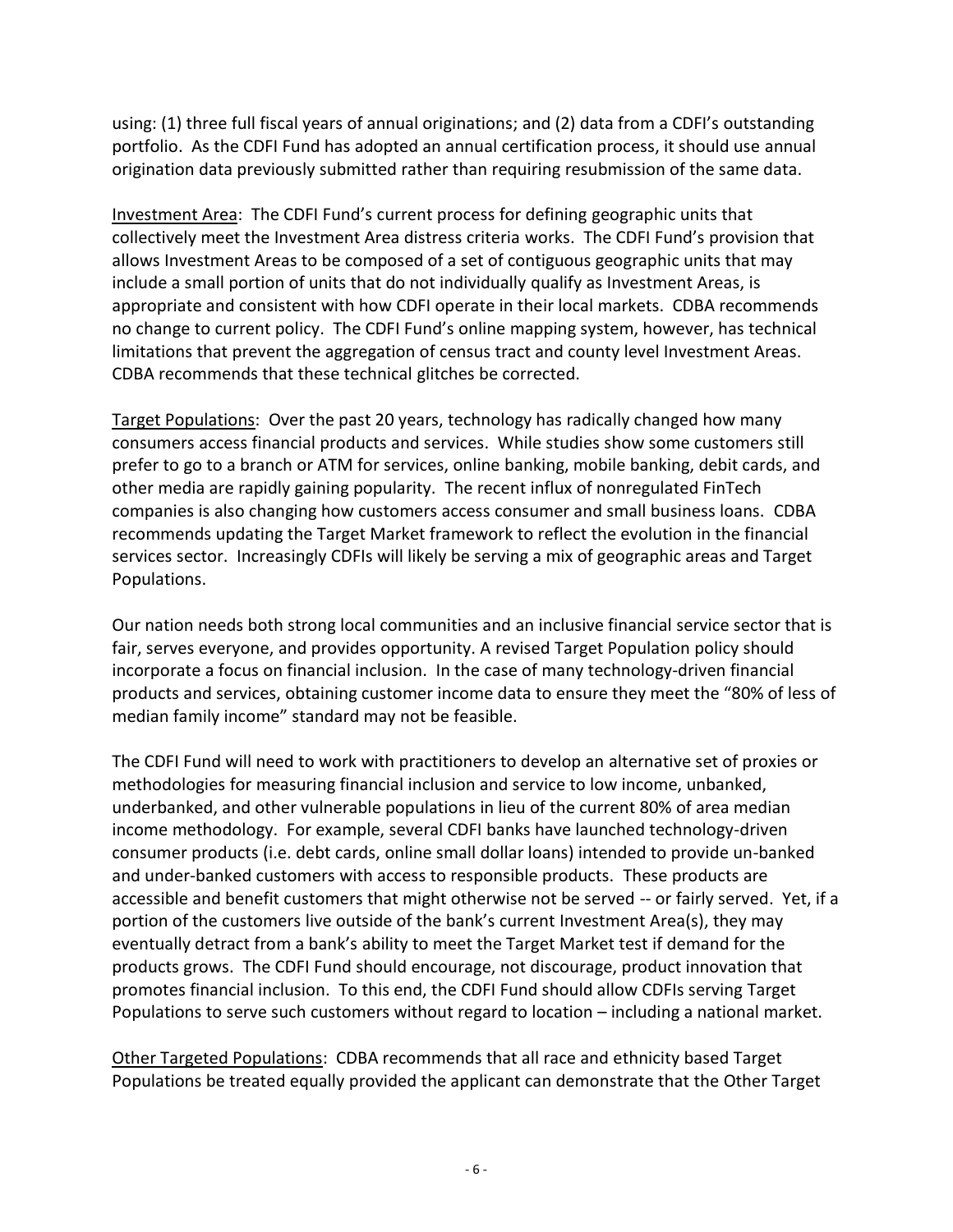using: (1) three full fiscal years of annual originations; and (2) data from a CDFI's outstanding portfolio. As the CDFI Fund has adopted an annual certification process, it should use annual origination data previously submitted rather than requiring resubmission of the same data.

<u>Investment Area</u>: The CDFI Fund's current process for defining geographic units that collectively meet the Investment Area distress criteria works. The CDFI Fund's provision that allows Investment Areas to be composed of a set of contiguous geographic units that may include a small portion of units that do not individually qualify as Investment Areas, is appropriate and consistent with how CDFI operate in their local markets. CDBA recommends no change to current policy. The CDFI Fund's online mapping system, however, has technical limitations that prevent the aggregation of census tract and county level Investment Areas. CDBA recommends that these technical glitches be corrected.

<u>Target Populations</u>: Over the past 20 years, technology has radically changed how many consumers access financial products and services. While studies show some customers still prefer to go to a branch or ATM for services, online banking, mobile banking, debit cards, and other media are rapidly gaining popularity. The recent influx of nonregulated FinTech companies is also changing how customers access consumer and small business loans. CDBA recommends updating the Target Market framework to reflect the evolution in the financial services sector. Increasingly CDFIs will likely be serving a mix of geographic areas and Target Populations.

Our nation needs both strong local communities and an inclusive financial service sector that is fair, serves everyone, and provides opportunity. A revised Target Population policy should incorporate a focus on financial inclusion. In the case of many technology-driven financial products and services, obtaining customer income data to ensure they meet the "80% of less of median family income" standard may not be feasible.

The CDFI Fund will need to work with practitioners to develop an alternative set of proxies or methodologies for measuring financial inclusion and service to low income, unbanked, underbanked, and other vulnerable populations in lieu of the current 80% of area median income methodology. For example, several CDFI banks have launched technology-driven consumer products (i.e. debt cards, online small dollar loans) intended to provide un-banked and under-banked customers with access to responsible products. These products are accessible and benefit customers that might otherwise not be served -- or fairly served. Yet, if a portion of the customers live outside of the bank's current Investment Area(s), they may eventually detract from a bank's ability to meet the Target Market test if demand for the products grows. The CDFI Fund should encourage, not discourage, product innovation that promotes financial inclusion. To this end, the CDFI Fund should allow CDFIs serving Target Populations to serve such customers without regard to location – including a national market.

<u>Other Targeted Populations</u>: CDBA recommends that all race and ethnicity based Target Populations be treated equally provided the applicant can demonstrate that the Other Target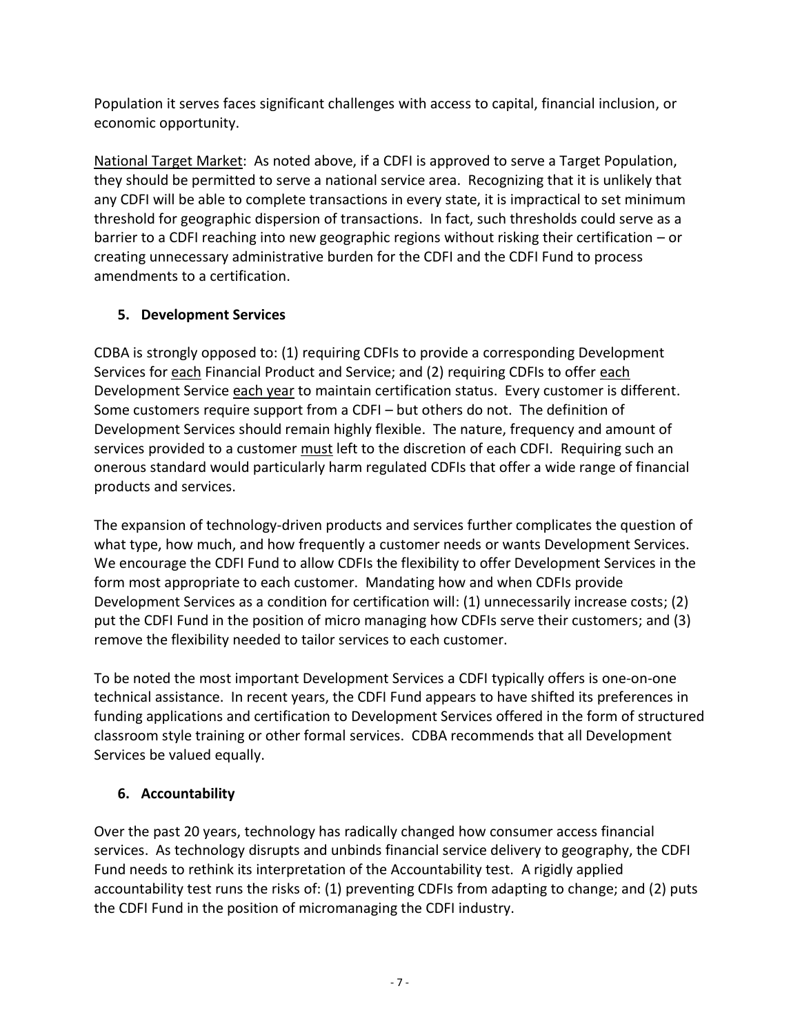Population it serves faces significant challenges with access to capital, financial inclusion, or economic opportunity.

<u>National Target Market</u>: As noted above, if a CDFI is approved to serve a Target Population, they should be permitted to serve a national service area. Recognizing that it is unlikely that any CDFI will be able to complete transactions in every state, it is impractical to set minimum threshold for geographic dispersion of transactions. In fact, such thresholds could serve as a barrier to a CDFI reaching into new geographic regions without risking their certification – or creating unnecessary administrative burden for the CDFI and the CDFI Fund to process amendments to a certification.

## 5. Development Services

CDBA is strongly opposed to: (1) requiring CDFIs to provide a corresponding Development Services for <u>each</u> Financial Product and Service; and (2) requiring CDFIs to offer <u>each</u> Development Service <u>each year</u> to maintain certification status. Every customer is different. Some customers require support from a CDFI – but others do not. The definition of Development Services should remain highly flexible. The nature, frequency and amount of services provided to a customer <u>must</u> left to the discretion of each CDFI. Requiring such an onerous standard would particularly harm regulated CDFIs that offer a wide range of financial products and services.

The expansion of technology-driven products and services further complicates the question of what type, how much, and how frequently a customer needs or wants Development Services. We encourage the CDFI Fund to allow CDFIs the flexibility to offer Development Services in the form most appropriate to each customer. Mandating how and when CDFIs provide Development Services as a condition for certification will: (1) unnecessarily increase costs; (2) put the CDFI Fund in the position of micro managing how CDFIs serve their customers; and (3) remove the flexibility needed to tailor services to each customer.

To be noted the most important Development Services a CDFI typically offers is one-on-one technical assistance. In recent years, the CDFI Fund appears to have shifted its preferences in funding applications and certification to Development Services offered in the form of structured classroom style training or other formal services. CDBA recommends that all Development Services be valued equally.

## 6. Accountability

Over the past 20 years, technology has radically changed how consumer access financial services. As technology disrupts and unbinds financial service delivery to geography, the CDFI Fund needs to rethink its interpretation of the Accountability test. A rigidly applied accountability test runs the risks of: (1) preventing CDFIs from adapting to change; and (2) puts the CDFI Fund in the position of micromanaging the CDFI industry.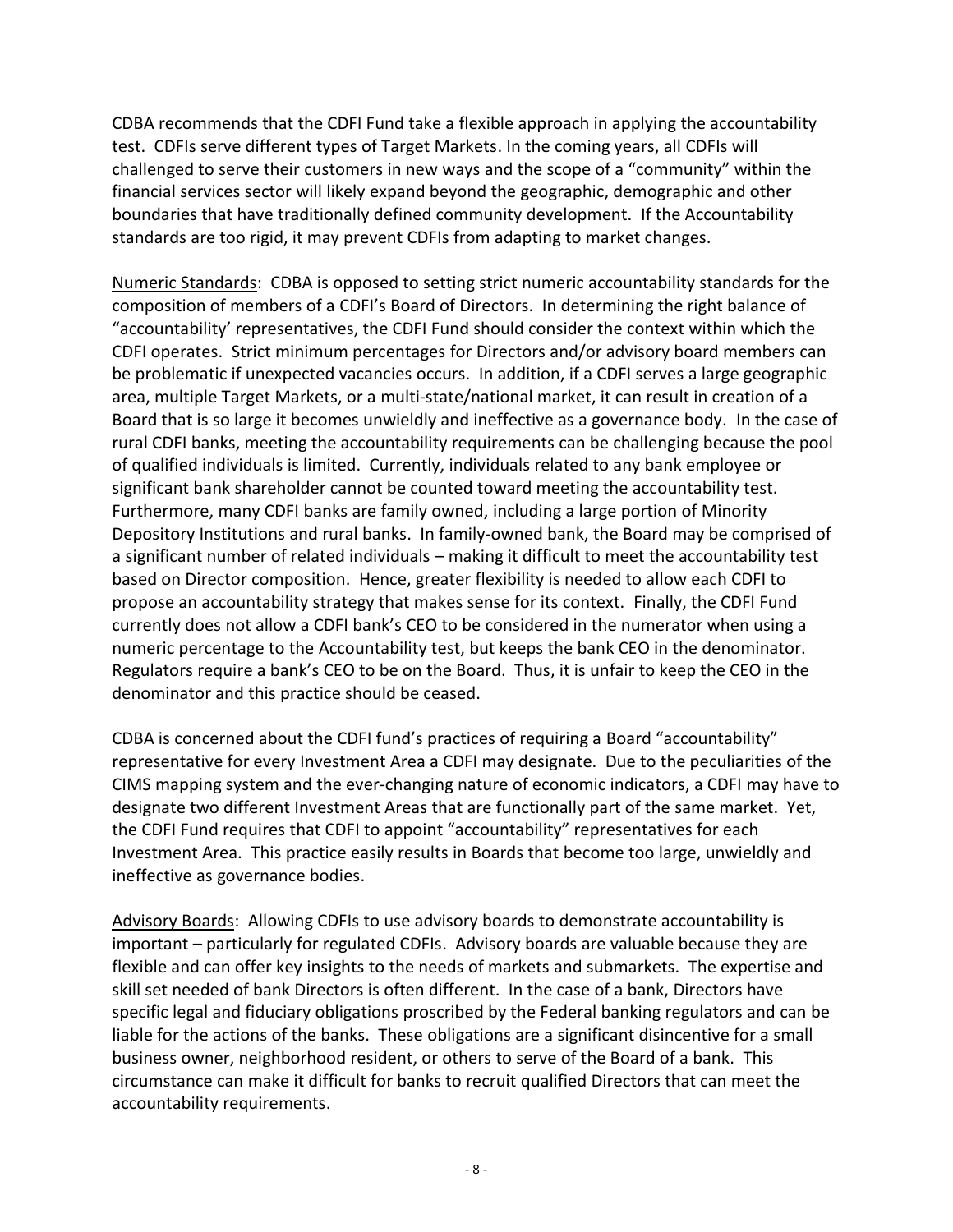CDBA recommends that the CDFI Fund take a flexible approach in applying the accountability test. CDFIs serve different types of Target Markets. In the coming years, all CDFIs will challenged to serve their customers in new ways and the scope of a "community" within the financial services sector will likely expand beyond the geographic, demographic and other boundaries that have traditionally defined community development. If the Accountability standards are too rigid, it may prevent CDFIs from adapting to market changes.

<u>Numeric Standards</u>: CDBA is opposed to setting strict numeric accountability standards for the composition of members of a CDFI's Board of Directors. In determining the right balance of "accountability' representatives, the CDFI Fund should consider the context within which the CDFI operates. Strict minimum percentages for Directors and/or advisory board members can be problematic if unexpected vacancies occurs. In addition, if a CDFI serves a large geographic area, multiple Target Markets, or a multi-state/national market, it can result in creation of a Board that is so large it becomes unwieldly and ineffective as a governance body. In the case of rural CDFI banks, meeting the accountability requirements can be challenging because the pool of qualified individuals is limited. Currently, individuals related to any bank employee or significant bank shareholder cannot be counted toward meeting the accountability test. Furthermore, many CDFI banks are family owned, including a large portion of Minority Depository Institutions and rural banks. In family-owned bank, the Board may be comprised of a significant number of related individuals – making it difficult to meet the accountability test based on Director composition. Hence, greater flexibility is needed to allow each CDFI to propose an accountability strategy that makes sense for its context. Finally, the CDFI Fund currently does not allow a CDFI bank's CEO to be considered in the numerator when using a numeric percentage to the Accountability test, but keeps the bank CEO in the denominator. Regulators require a bank's CEO to be on the Board. Thus, it is unfair to keep the CEO in the denominator and this practice should be ceased.

CDBA is concerned about the CDFI fund's practices of requiring a Board "accountability" representative for every Investment Area a CDFI may designate. Due to the peculiarities of the CIMS mapping system and the ever-changing nature of economic indicators, a CDFI may have to designate two different Investment Areas that are functionally part of the same market. Yet, the CDFI Fund requires that CDFI to appoint "accountability" representatives for each Investment Area. This practice easily results in Boards that become too large, unwieldly and ineffective as governance bodies.

<u>Advisory Boards</u>: Allowing CDFIs to use advisory boards to demonstrate accountability is important – particularly for regulated CDFIs. Advisory boards are valuable because they are flexible and can offer key insights to the needs of markets and submarkets. The expertise and skill set needed of bank Directors is often different. In the case of a bank, Directors have specific legal and fiduciary obligations proscribed by the Federal banking regulators and can be liable for the actions of the banks. These obligations are a significant disincentive for a small business owner, neighborhood resident, or others to serve of the Board of a bank. This circumstance can make it difficult for banks to recruit qualified Directors that can meet the accountability requirements.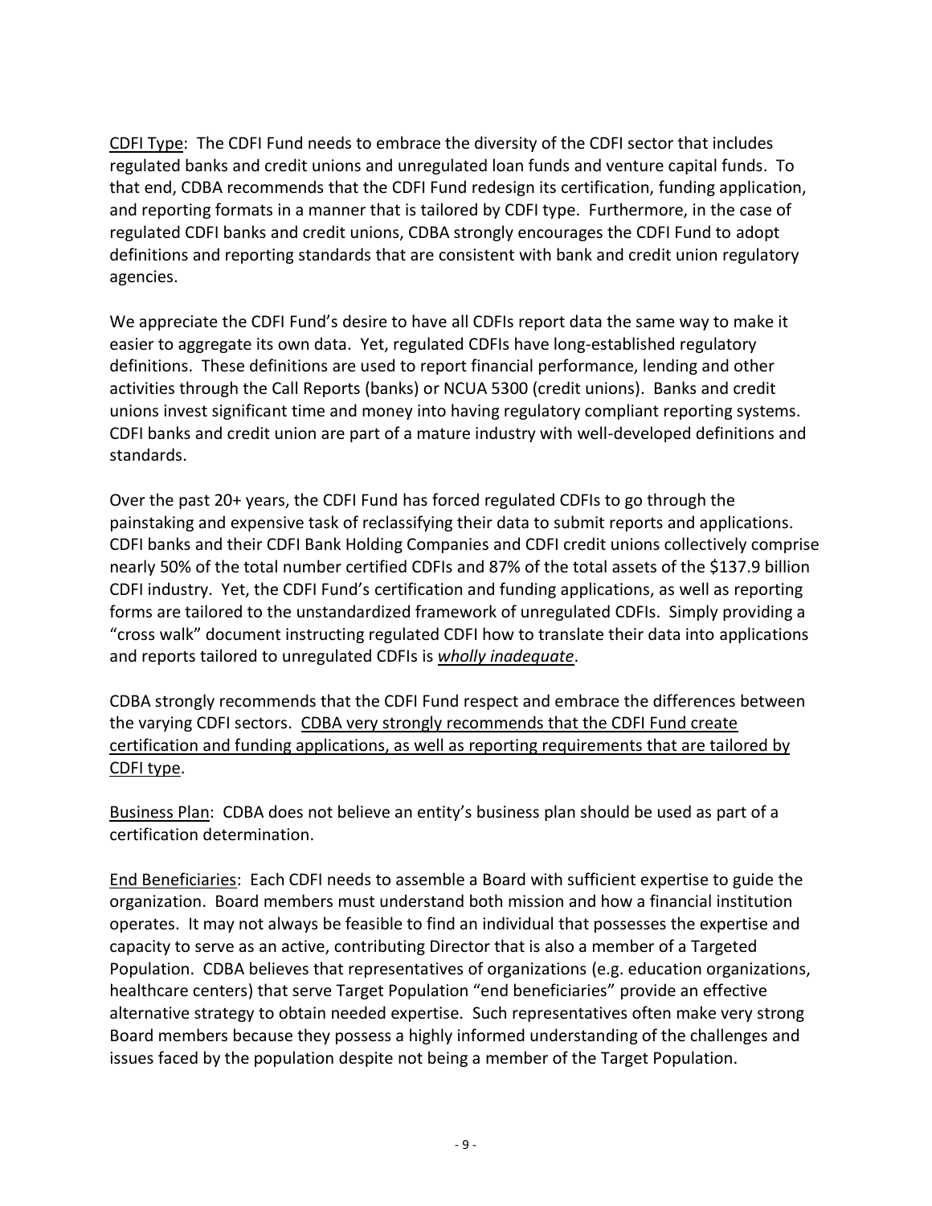<u>CDFI Type</u>: The CDFI Fund needs to embrace the diversity of the CDFI sector that includes regulated banks and credit unions and unregulated loan funds and venture capital funds. To that end, CDBA recommends that the CDFI Fund redesign its certification, funding application, and reporting formats in a manner that is tailored by CDFI type. Furthermore, in the case of regulated CDFI banks and credit unions, CDBA strongly encourages the CDFI Fund to adopt definitions and reporting standards that are consistent with bank and credit union regulatory agencies.

We appreciate the CDFI Fund's desire to have all CDFIs report data the same way to make it easier to aggregate its own data. Yet, regulated CDFIs have long-established regulatory definitions. These definitions are used to report financial performance, lending and other activities through the Call Reports (banks) or NCUA 5300 (credit unions). Banks and credit unions invest significant time and money into having regulatory compliant reporting systems. CDFI banks and credit union are part of a mature industry with well-developed definitions and standards.

Over the past 20+ years, the CDFI Fund has forced regulated CDFIs to go through the painstaking and expensive task of reclassifying their data to submit reports and applications. CDFI banks and their CDFI Bank Holding Companies and CDFI credit unions collectively comprise nearly 50% of the total number certified CDFIs and 87% of the total assets of the $137.9 billion CDFI industry. Yet, the CDFI Fund's certification and funding applications, as well as reporting forms are tailored to the unstandardized framework of unregulated CDFIs. Simply providing a "cross walk" document instructing regulated CDFI how to translate their data into applications and reports tailored to unregulated CDFIs is <u>*wholly inadequate*</u>.

CDBA strongly recommends that the CDFI Fund respect and embrace the differences between the varying CDFI sectors. <u>CDBA very strongly recommends that the CDFI Fund create certification and funding applications, as well as reporting requirements that are tailored by CDFI type</u>.

<u>Business Plan</u>: CDBA does not believe an entity's business plan should be used as part of a certification determination.

<u>End Beneficiaries</u>: Each CDFI needs to assemble a Board with sufficient expertise to guide the organization. Board members must understand both mission and how a financial institution operates. It may not always be feasible to find an individual that possesses the expertise and capacity to serve as an active, contributing Director that is also a member of a Targeted Population. CDBA believes that representatives of organizations (e.g. education organizations, healthcare centers) that serve Target Population "end beneficiaries" provide an effective alternative strategy to obtain needed expertise. Such representatives often make very strong Board members because they possess a highly informed understanding of the challenges and issues faced by the population despite not being a member of the Target Population.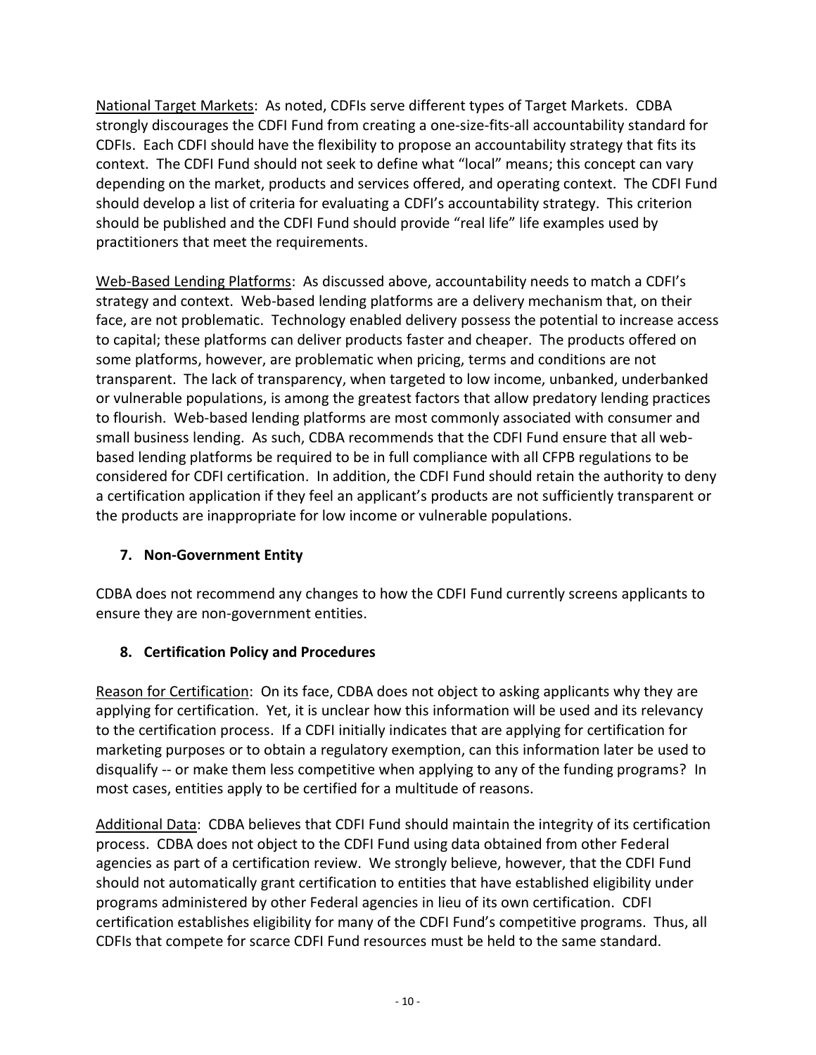National Target Markets: As noted, CDFIs serve different types of Target Markets. CDBA strongly discourages the CDFI Fund from creating a one-size-fits-all accountability standard for CDFIs. Each CDFI should have the flexibility to propose an accountability strategy that fits its context. The CDFI Fund should not seek to define what "local" means; this concept can vary depending on the market, products and services offered, and operating context. The CDFI Fund should develop a list of criteria for evaluating a CDFI's accountability strategy. This criterion should be published and the CDFI Fund should provide "real life" life examples used by practitioners that meet the requirements.

Web-Based Lending Platforms: As discussed above, accountability needs to match a CDFI's strategy and context. Web-based lending platforms are a delivery mechanism that, on their face, are not problematic. Technology enabled delivery possess the potential to increase access to capital; these platforms can deliver products faster and cheaper. The products offered on some platforms, however, are problematic when pricing, terms and conditions are not transparent. The lack of transparency, when targeted to low income, unbanked, underbanked or vulnerable populations, is among the greatest factors that allow predatory lending practices to flourish. Web-based lending platforms are most commonly associated with consumer and small business lending. As such, CDBA recommends that the CDFI Fund ensure that all web-based lending platforms be required to be in full compliance with all CFPB regulations to be considered for CDFI certification. In addition, the CDFI Fund should retain the authority to deny a certification application if they feel an applicant's products are not sufficiently transparent or the products are inappropriate for low income or vulnerable populations.

## 7. Non-Government Entity

CDBA does not recommend any changes to how the CDFI Fund currently screens applicants to ensure they are non-government entities.

## 8. Certification Policy and Procedures

Reason for Certification: On its face, CDBA does not object to asking applicants why they are applying for certification. Yet, it is unclear how this information will be used and its relevancy to the certification process. If a CDFI initially indicates that are applying for certification for marketing purposes or to obtain a regulatory exemption, can this information later be used to disqualify -- or make them less competitive when applying to any of the funding programs? In most cases, entities apply to be certified for a multitude of reasons.

Additional Data: CDBA believes that CDFI Fund should maintain the integrity of its certification process. CDBA does not object to the CDFI Fund using data obtained from other Federal agencies as part of a certification review. We strongly believe, however, that the CDFI Fund should not automatically grant certification to entities that have established eligibility under programs administered by other Federal agencies in lieu of its own certification. CDFI certification establishes eligibility for many of the CDFI Fund's competitive programs. Thus, all CDFIs that compete for scarce CDFI Fund resources must be held to the same standard.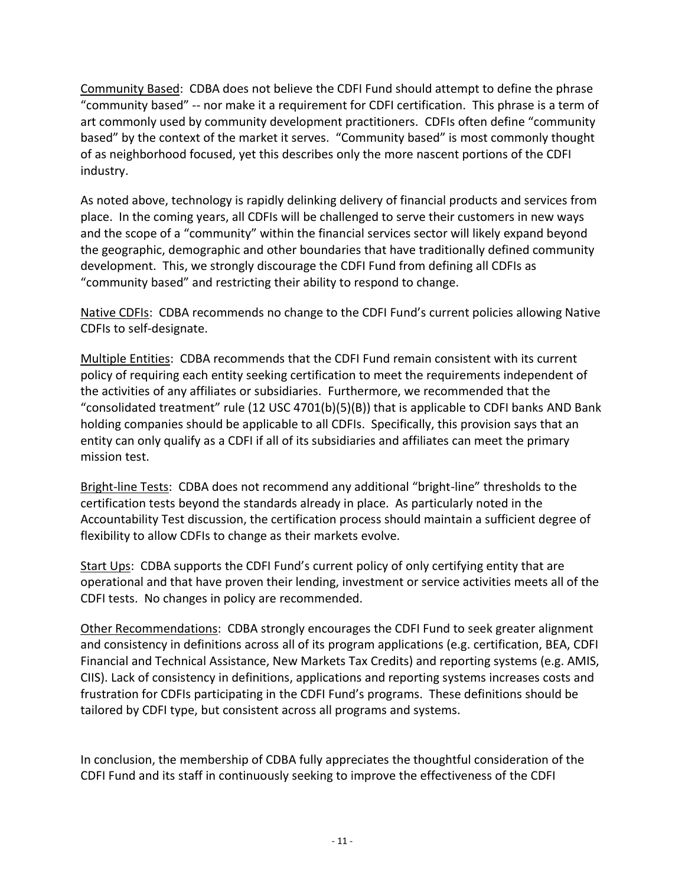Community Based: CDBA does not believe the CDFI Fund should attempt to define the phrase "community based" -- nor make it a requirement for CDFI certification. This phrase is a term of art commonly used by community development practitioners. CDFIs often define "community based" by the context of the market it serves. "Community based" is most commonly thought of as neighborhood focused, yet this describes only the more nascent portions of the CDFI industry.

As noted above, technology is rapidly delinking delivery of financial products and services from place. In the coming years, all CDFIs will be challenged to serve their customers in new ways and the scope of a "community" within the financial services sector will likely expand beyond the geographic, demographic and other boundaries that have traditionally defined community development. This, we strongly discourage the CDFI Fund from defining all CDFIs as "community based" and restricting their ability to respond to change.

Native CDFIs: CDBA recommends no change to the CDFI Fund's current policies allowing Native CDFIs to self-designate.

Multiple Entities: CDBA recommends that the CDFI Fund remain consistent with its current policy of requiring each entity seeking certification to meet the requirements independent of the activities of any affiliates or subsidiaries. Furthermore, we recommended that the "consolidated treatment" rule (12 USC 4701(b)(5)(B)) that is applicable to CDFI banks AND Bank holding companies should be applicable to all CDFIs. Specifically, this provision says that an entity can only qualify as a CDFI if all of its subsidiaries and affiliates can meet the primary mission test.

Bright-line Tests: CDBA does not recommend any additional "bright-line" thresholds to the certification tests beyond the standards already in place. As particularly noted in the Accountability Test discussion, the certification process should maintain a sufficient degree of flexibility to allow CDFIs to change as their markets evolve.

Start Ups: CDBA supports the CDFI Fund's current policy of only certifying entity that are operational and that have proven their lending, investment or service activities meets all of the CDFI tests. No changes in policy are recommended.

Other Recommendations: CDBA strongly encourages the CDFI Fund to seek greater alignment and consistency in definitions across all of its program applications (e.g. certification, BEA, CDFI Financial and Technical Assistance, New Markets Tax Credits) and reporting systems (e.g. AMIS, CIIS). Lack of consistency in definitions, applications and reporting systems increases costs and frustration for CDFIs participating in the CDFI Fund's programs. These definitions should be tailored by CDFI type, but consistent across all programs and systems.

In conclusion, the membership of CDBA fully appreciates the thoughtful consideration of the CDFI Fund and its staff in continuously seeking to improve the effectiveness of the CDFI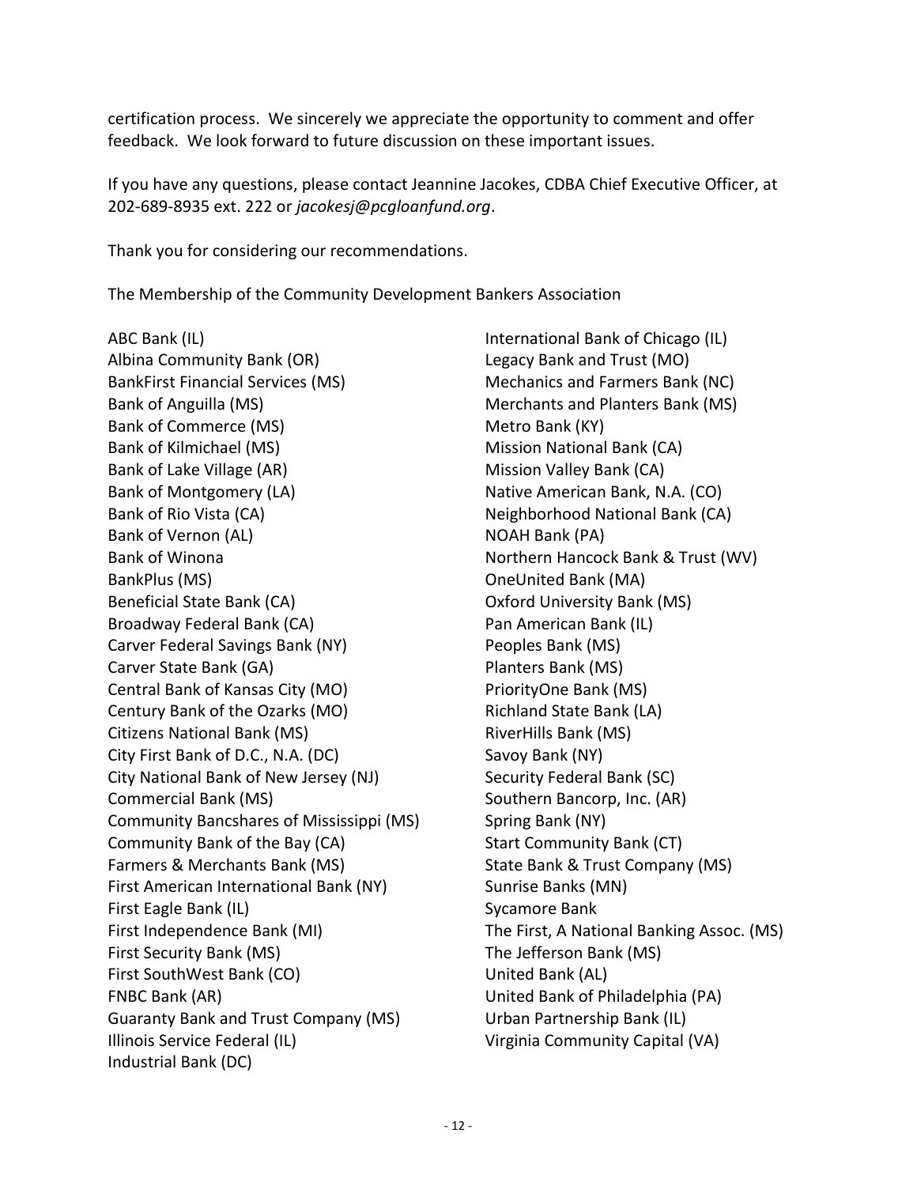certification process. We sincerely we appreciate the opportunity to comment and offer feedback. We look forward to future discussion on these important issues.

If you have any questions, please contact Jeannine Jacokes, CDBA Chief Executive Officer, at 202-689-8935 ext. 222 or *jacokesj@pcgloanfund.org*.

Thank you for considering our recommendations.

The Membership of the Community Development Bankers Association

ABC Bank (IL)
Albina Community Bank (OR)
BankFirst Financial Services (MS)
Bank of Anguilla (MS)
Bank of Commerce (MS)
Bank of Kilmichael (MS)
Bank of Lake Village (AR)
Bank of Montgomery (LA)
Bank of Rio Vista (CA)
Bank of Vernon (AL)
Bank of Winona
BankPlus (MS)
Beneficial State Bank (CA)
Broadway Federal Bank (CA)
Carver Federal Savings Bank (NY)
Carver State Bank (GA)
Central Bank of Kansas City (MO)
Century Bank of the Ozarks (MO)
Citizens National Bank (MS)
City First Bank of D.C., N.A. (DC)
City National Bank of New Jersey (NJ)
Commercial Bank (MS)
Community Bancshares of Mississippi (MS)
Community Bank of the Bay (CA)
Farmers & Merchants Bank (MS)
First American International Bank (NY)
First Eagle Bank (IL)
First Independence Bank (MI)
First Security Bank (MS)
First SouthWest Bank (CO)
FNBC Bank (AR)
Guaranty Bank and Trust Company (MS)
Illinois Service Federal (IL)
Industrial Bank (DC)
International Bank of Chicago (IL)
Legacy Bank and Trust (MO)
Mechanics and Farmers Bank (NC)
Merchants and Planters Bank (MS)
Metro Bank (KY)
Mission National Bank (CA)
Mission Valley Bank (CA)
Native American Bank, N.A. (CO)
Neighborhood National Bank (CA)
NOAH Bank (PA)
Northern Hancock Bank & Trust (WV)
OneUnited Bank (MA)
Oxford University Bank (MS)
Pan American Bank (IL)
Peoples Bank (MS)
Planters Bank (MS)
PriorityOne Bank (MS)
Richland State Bank (LA)
RiverHills Bank (MS)
Savoy Bank (NY)
Security Federal Bank (SC)
Southern Bancorp, Inc. (AR)
Spring Bank (NY)
Start Community Bank (CT)
State Bank & Trust Company (MS)
Sunrise Banks (MN)
Sycamore Bank
The First, A National Banking Assoc. (MS)
The Jefferson Bank (MS)
United Bank (AL)
United Bank of Philadelphia (PA)
Urban Partnership Bank (IL)
Virginia Community Capital (VA)